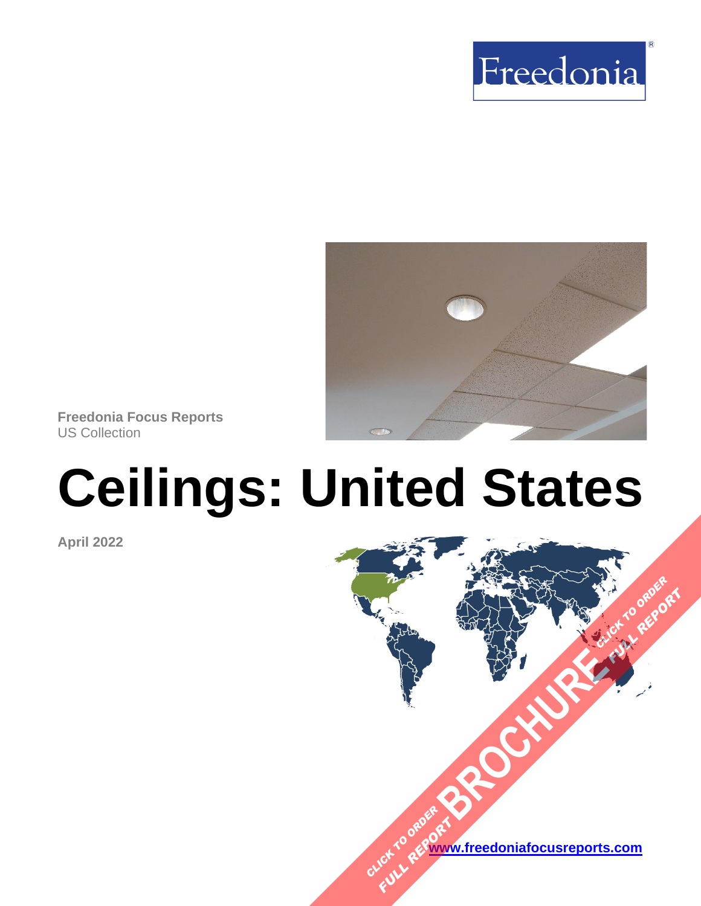Freedonia

Freedonia Focus Reports
US Collection

# Ceilings: United States

**April 2022**

CLICK TO ORDER FULL REPORT BROCHURE

[www.freedoniafocusreports.com](http://www.freedoniafocusreports.com)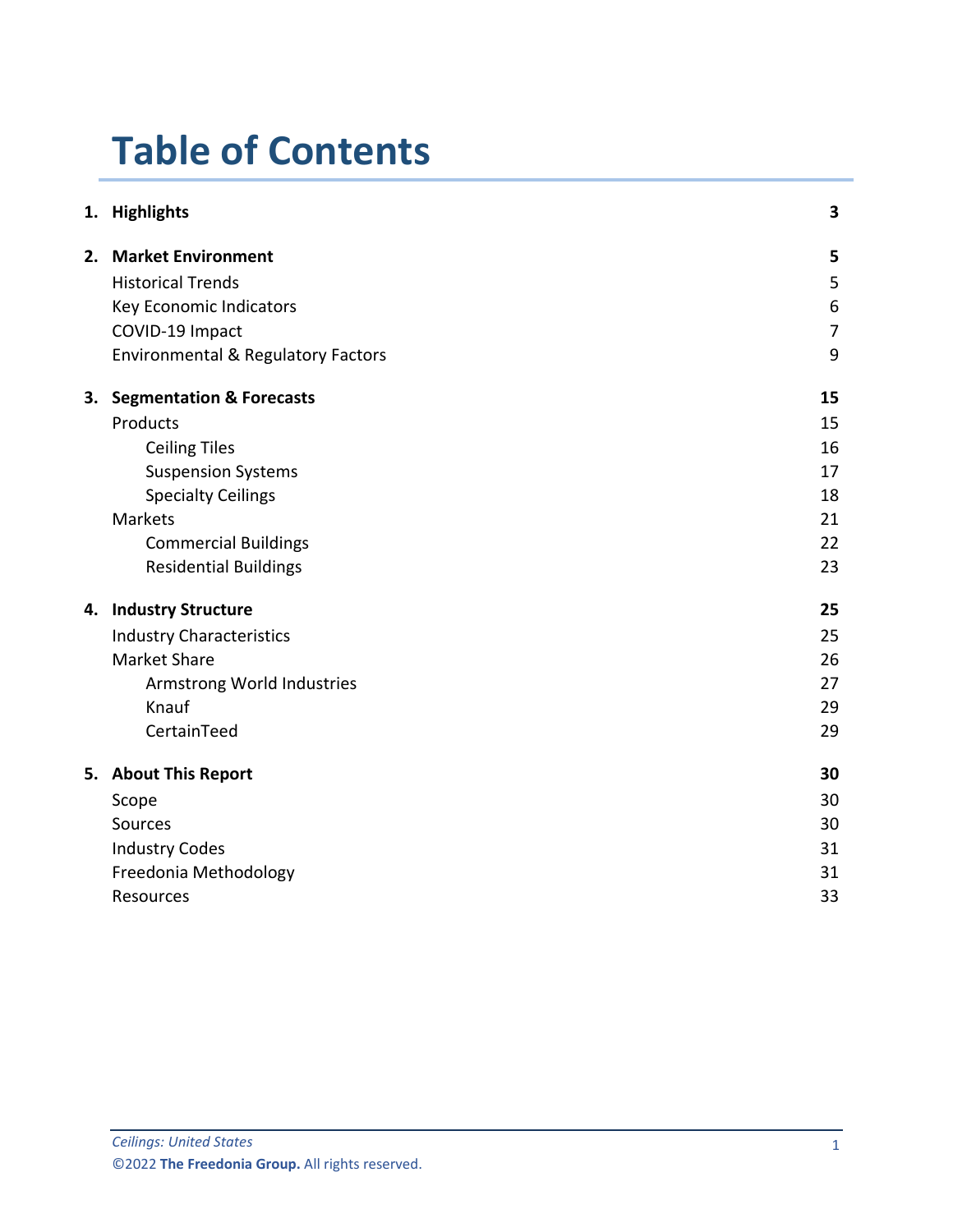# Table of Contents

| | |
|---|---|
| **1. Highlights** | **3** |
| **2. Market Environment** | **5** |
| Historical Trends | 5 |
| Key Economic Indicators | 6 |
| COVID-19 Impact | 7 |
| Environmental & Regulatory Factors | 9 |
| **3. Segmentation & Forecasts** | **15** |
| Products | 15 |
| Ceiling Tiles | 16 |
| Suspension Systems | 17 |
| Specialty Ceilings | 18 |
| Markets | 21 |
| Commercial Buildings | 22 |
| Residential Buildings | 23 |
| **4. Industry Structure** | **25** |
| Industry Characteristics | 25 |
| Market Share | 26 |
| Armstrong World Industries | 27 |
| Knauf | 29 |
| CertainTeed | 29 |
| **5. About This Report** | **30** |
| Scope | 30 |
| Sources | 30 |
| Industry Codes | 31 |
| Freedonia Methodology | 31 |
| Resources | 33 |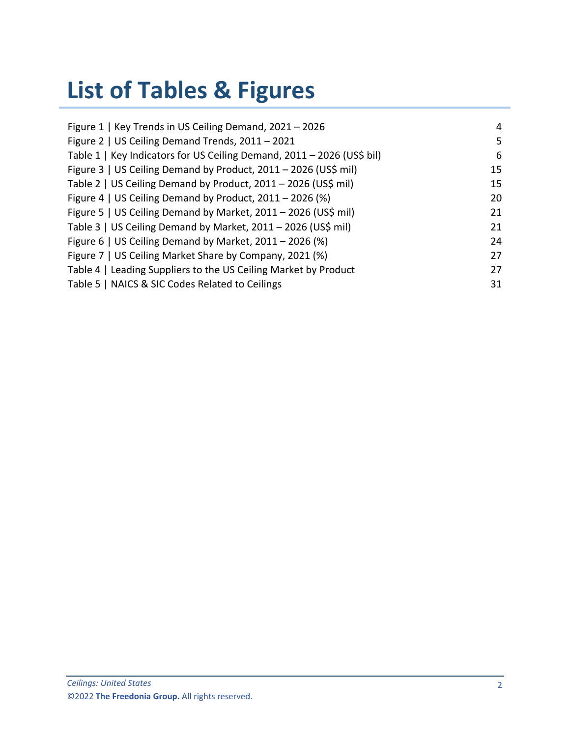# List of Tables & Figures

| | |
|---|---|
| Figure 1 \| Key Trends in US Ceiling Demand, 2021 – 2026 | 4 |
| Figure 2 \| US Ceiling Demand Trends, 2011 – 2021 | 5 |
| Table 1 \| Key Indicators for US Ceiling Demand, 2011 – 2026 (US$ bil) | 6 |
| Figure 3 \| US Ceiling Demand by Product, 2011 – 2026 (US$ mil) | 15 |
| Table 2 \| US Ceiling Demand by Product, 2011 – 2026 (US$ mil) | 15 |
| Figure 4 \| US Ceiling Demand by Product, 2011 – 2026 (%) | 20 |
| Figure 5 \| US Ceiling Demand by Market, 2011 – 2026 (US$ mil) | 21 |
| Table 3 \| US Ceiling Demand by Market, 2011 – 2026 (US$ mil) | 21 |
| Figure 6 \| US Ceiling Demand by Market, 2011 – 2026 (%) | 24 |
| Figure 7 \| US Ceiling Market Share by Company, 2021 (%) | 27 |
| Table 4 \| Leading Suppliers to the US Ceiling Market by Product | 27 |
| Table 5 \| NAICS & SIC Codes Related to Ceilings | 31 |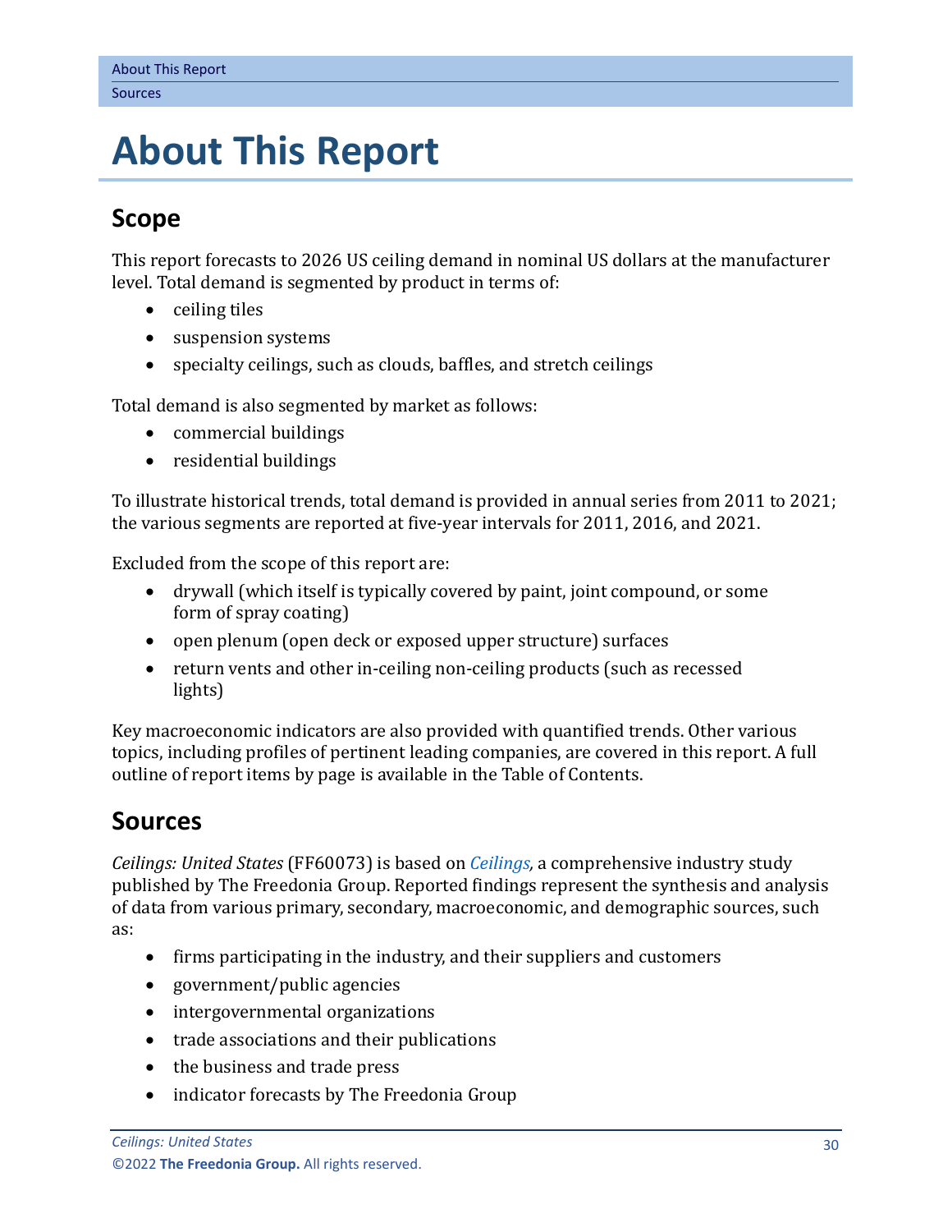# About This Report

## Scope

This report forecasts to 2026 US ceiling demand in nominal US dollars at the manufacturer level. Total demand is segmented by product in terms of:

- ceiling tiles
- suspension systems
- specialty ceilings, such as clouds, baffles, and stretch ceilings

Total demand is also segmented by market as follows:

- commercial buildings
- residential buildings

To illustrate historical trends, total demand is provided in annual series from 2011 to 2021; the various segments are reported at five-year intervals for 2011, 2016, and 2021.

Excluded from the scope of this report are:

- drywall (which itself is typically covered by paint, joint compound, or some form of spray coating)
- open plenum (open deck or exposed upper structure) surfaces
- return vents and other in-ceiling non-ceiling products (such as recessed lights)

Key macroeconomic indicators are also provided with quantified trends. Other various topics, including profiles of pertinent leading companies, are covered in this report. A full outline of report items by page is available in the Table of Contents.

## Sources

*Ceilings: United States* (FF60073) is based on *Ceilings,* a comprehensive industry study published by The Freedonia Group. Reported findings represent the synthesis and analysis of data from various primary, secondary, macroeconomic, and demographic sources, such as:

- firms participating in the industry, and their suppliers and customers
- government/public agencies
- intergovernmental organizations
- trade associations and their publications
- the business and trade press
- indicator forecasts by The Freedonia Group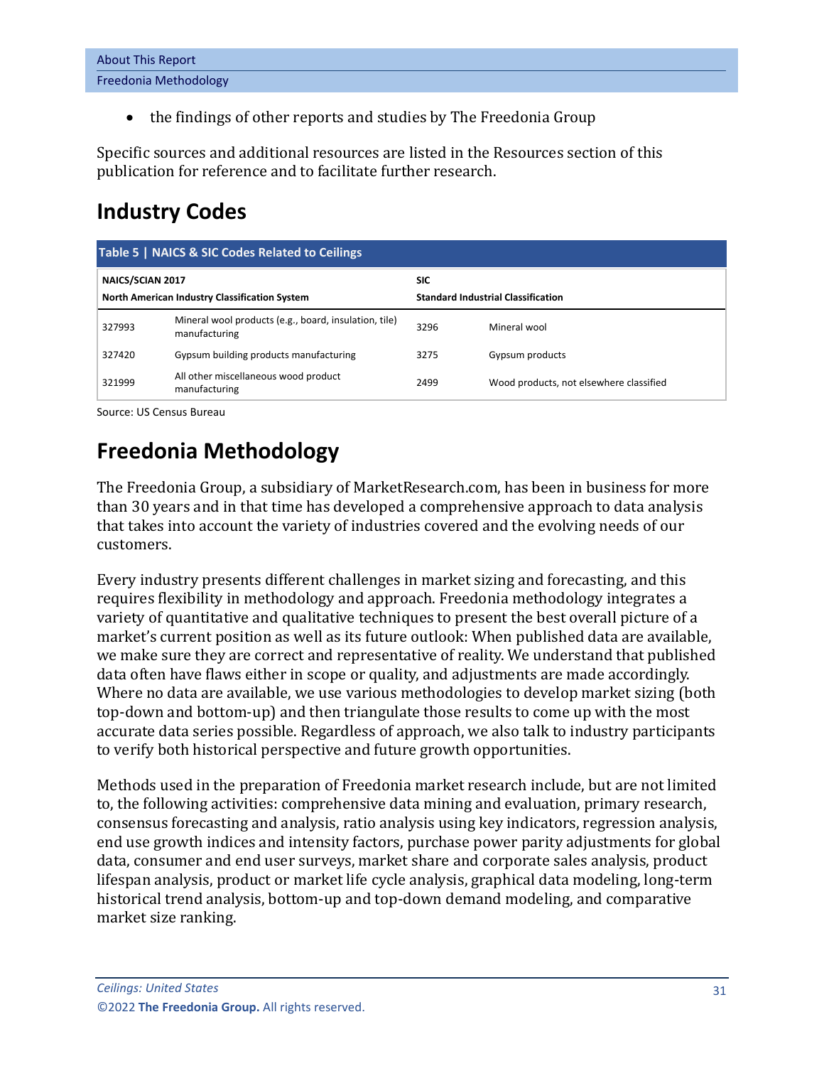- the findings of other reports and studies by The Freedonia Group

Specific sources and additional resources are listed in the Resources section of this publication for reference and to facilitate further research.

## Industry Codes

**Table 5 | NAICS & SIC Codes Related to Ceilings**

| NAICS/SCIAN 2017<br>North American Industry Classification System | | SIC<br>Standard Industrial Classification | |
|---|---|---|---|
| 327993 | Mineral wool products (e.g., board, insulation, tile) manufacturing | 3296 | Mineral wool |
| 327420 | Gypsum building products manufacturing | 3275 | Gypsum products |
| 321999 | All other miscellaneous wood product manufacturing | 2499 | Wood products, not elsewhere classified |

Source: US Census Bureau

## Freedonia Methodology

The Freedonia Group, a subsidiary of MarketResearch.com, has been in business for more than 30 years and in that time has developed a comprehensive approach to data analysis that takes into account the variety of industries covered and the evolving needs of our customers.

Every industry presents different challenges in market sizing and forecasting, and this requires flexibility in methodology and approach. Freedonia methodology integrates a variety of quantitative and qualitative techniques to present the best overall picture of a market's current position as well as its future outlook: When published data are available, we make sure they are correct and representative of reality. We understand that published data often have flaws either in scope or quality, and adjustments are made accordingly. Where no data are available, we use various methodologies to develop market sizing (both top-down and bottom-up) and then triangulate those results to come up with the most accurate data series possible. Regardless of approach, we also talk to industry participants to verify both historical perspective and future growth opportunities.

Methods used in the preparation of Freedonia market research include, but are not limited to, the following activities: comprehensive data mining and evaluation, primary research, consensus forecasting and analysis, ratio analysis using key indicators, regression analysis, end use growth indices and intensity factors, purchase power parity adjustments for global data, consumer and end user surveys, market share and corporate sales analysis, product lifespan analysis, product or market life cycle analysis, graphical data modeling, long-term historical trend analysis, bottom-up and top-down demand modeling, and comparative market size ranking.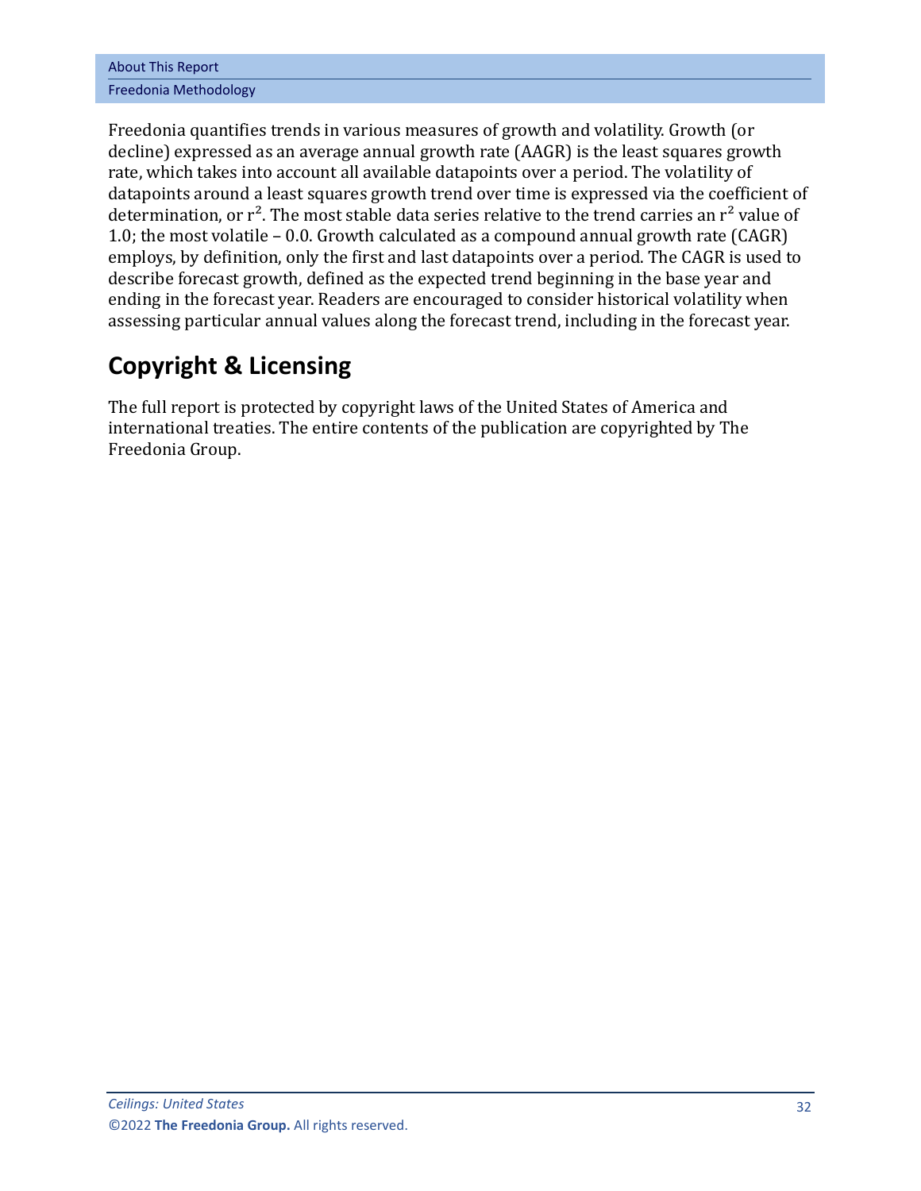Freedonia quantifies trends in various measures of growth and volatility. Growth (or decline) expressed as an average annual growth rate (AAGR) is the least squares growth rate, which takes into account all available datapoints over a period. The volatility of datapoints around a least squares growth trend over time is expressed via the coefficient of determination, or $r^2$. The most stable data series relative to the trend carries an $r^2$ value of 1.0; the most volatile – 0.0. Growth calculated as a compound annual growth rate (CAGR) employs, by definition, only the first and last datapoints over a period. The CAGR is used to describe forecast growth, defined as the expected trend beginning in the base year and ending in the forecast year. Readers are encouraged to consider historical volatility when assessing particular annual values along the forecast trend, including in the forecast year.

## Copyright & Licensing

The full report is protected by copyright laws of the United States of America and international treaties. The entire contents of the publication are copyrighted by The Freedonia Group.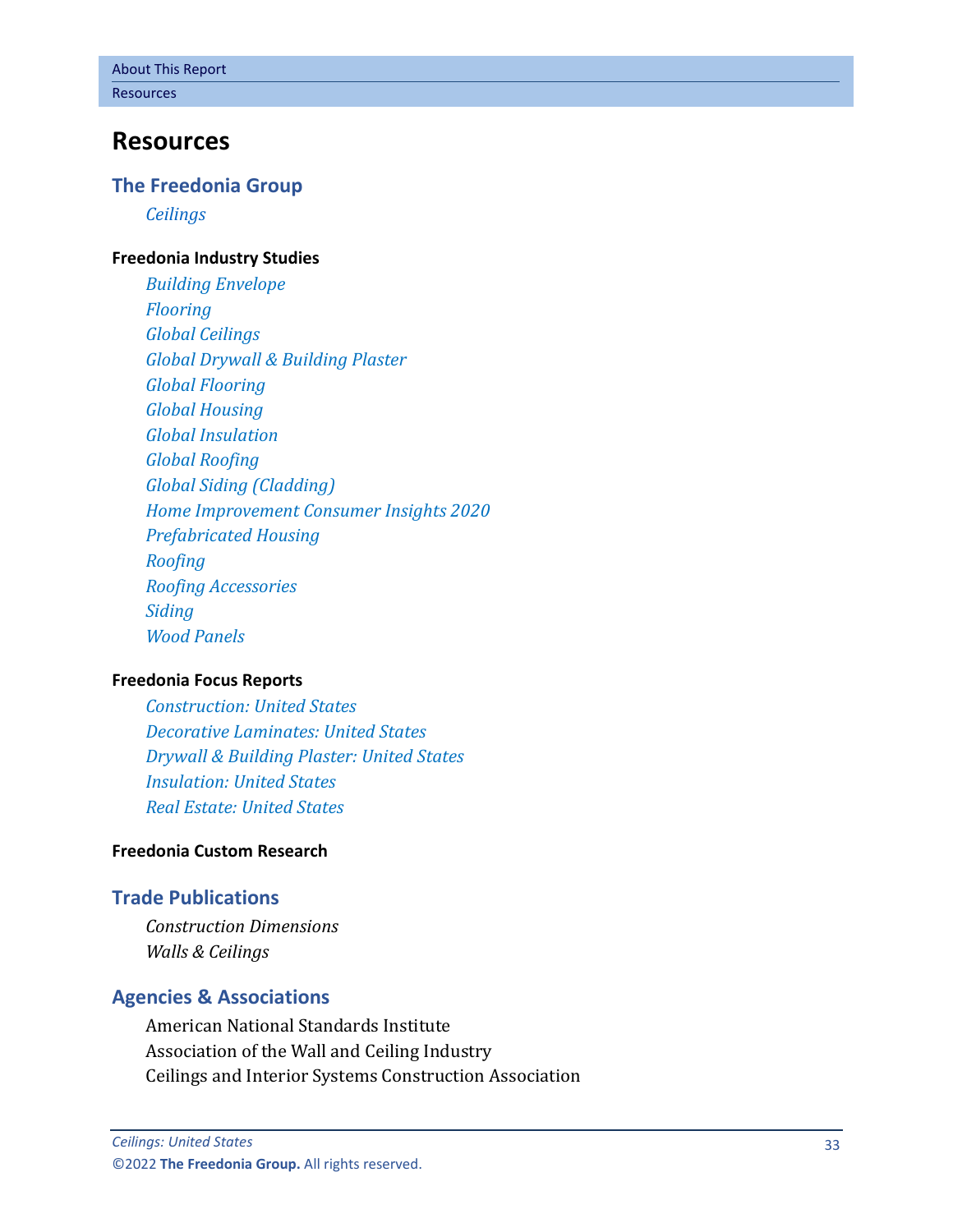# Resources

## The Freedonia Group

*Ceilings*

**Freedonia Industry Studies**

*Building Envelope*
*Flooring*
*Global Ceilings*
*Global Drywall & Building Plaster*
*Global Flooring*
*Global Housing*
*Global Insulation*
*Global Roofing*
*Global Siding (Cladding)*
*Home Improvement Consumer Insights 2020*
*Prefabricated Housing*
*Roofing*
*Roofing Accessories*
*Siding*
*Wood Panels*

**Freedonia Focus Reports**

*Construction: United States*
*Decorative Laminates: United States*
*Drywall & Building Plaster: United States*
*Insulation: United States*
*Real Estate: United States*

**Freedonia Custom Research**

## Trade Publications

*Construction Dimensions*
*Walls & Ceilings*

## Agencies & Associations

American National Standards Institute
Association of the Wall and Ceiling Industry
Ceilings and Interior Systems Construction Association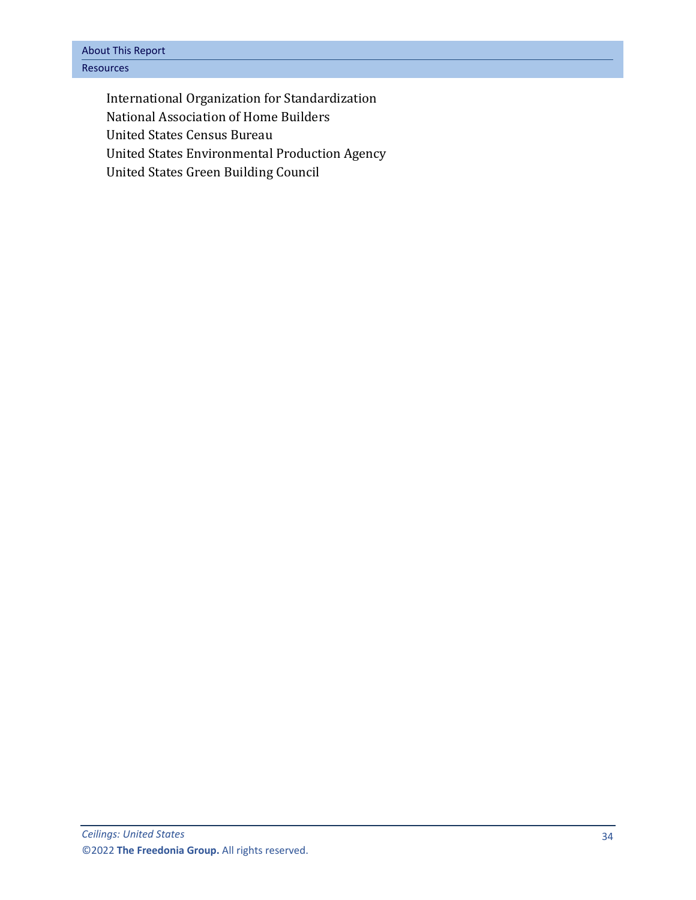International Organization for Standardization
National Association of Home Builders
United States Census Bureau
United States Environmental Production Agency
United States Green Building Council